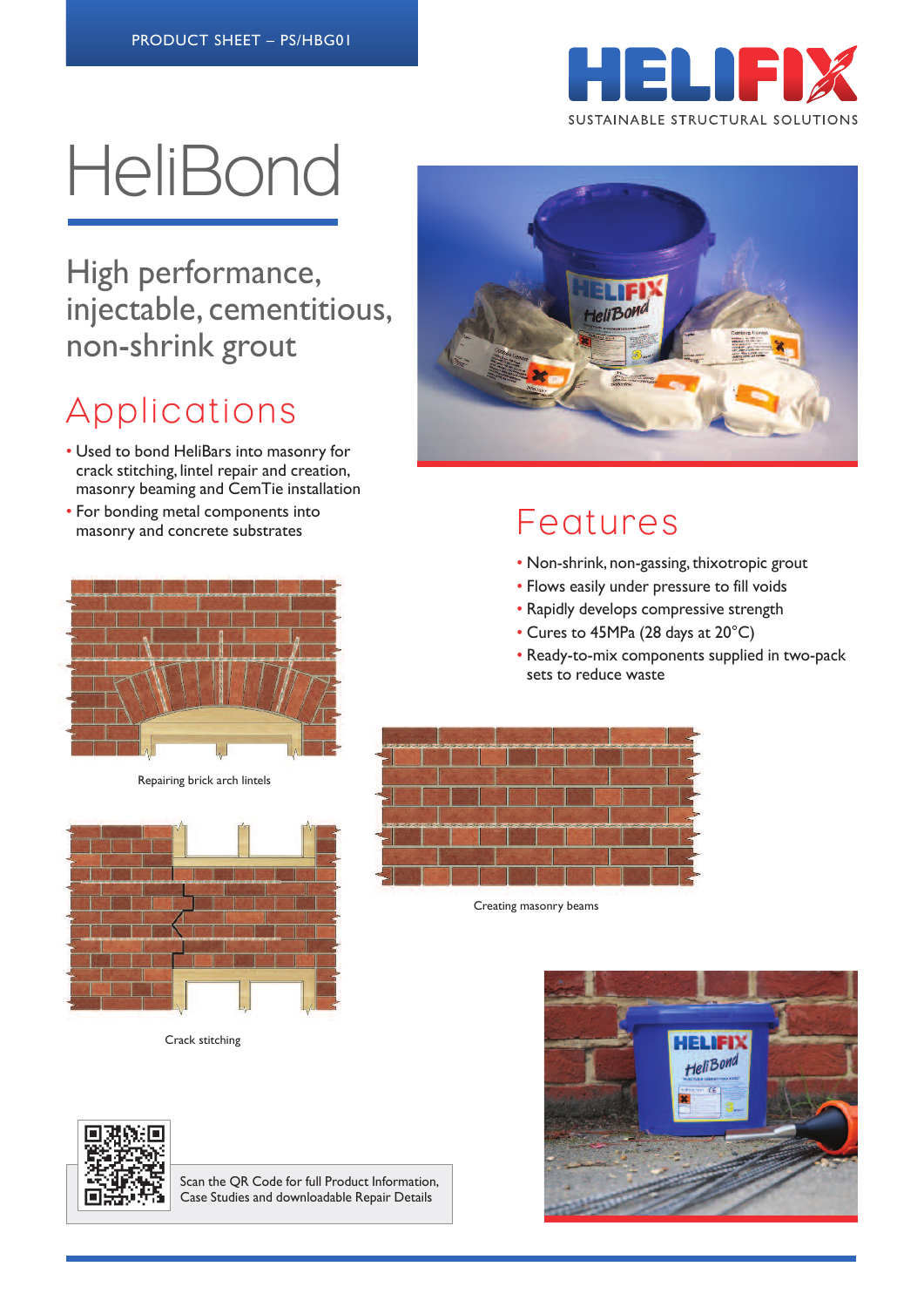PRODUCT SHEET – PS/HBG01

HELIFIX

SUSTAINABLE STRUCTURAL SOLUTIONS

# HeliBond

## High performance, injectable, cementitious, non-shrink grout

## Applications

- Used to bond HeliBars into masonry for crack stitching, lintel repair and creation, masonry beaming and CemTie installation
- For bonding metal components into masonry and concrete substrates

## Features

- Non-shrink, non-gassing, thixotropic grout
- Flows easily under pressure to fill voids
- Rapidly develops compressive strength
- Cures to 45MPa (28 days at 20°C)
- Ready-to-mix components supplied in two-pack sets to reduce waste

Repairing brick arch lintels

Creating masonry beams

Crack stitching

Scan the QR Code for full Product Information, Case Studies and downloadable Repair Details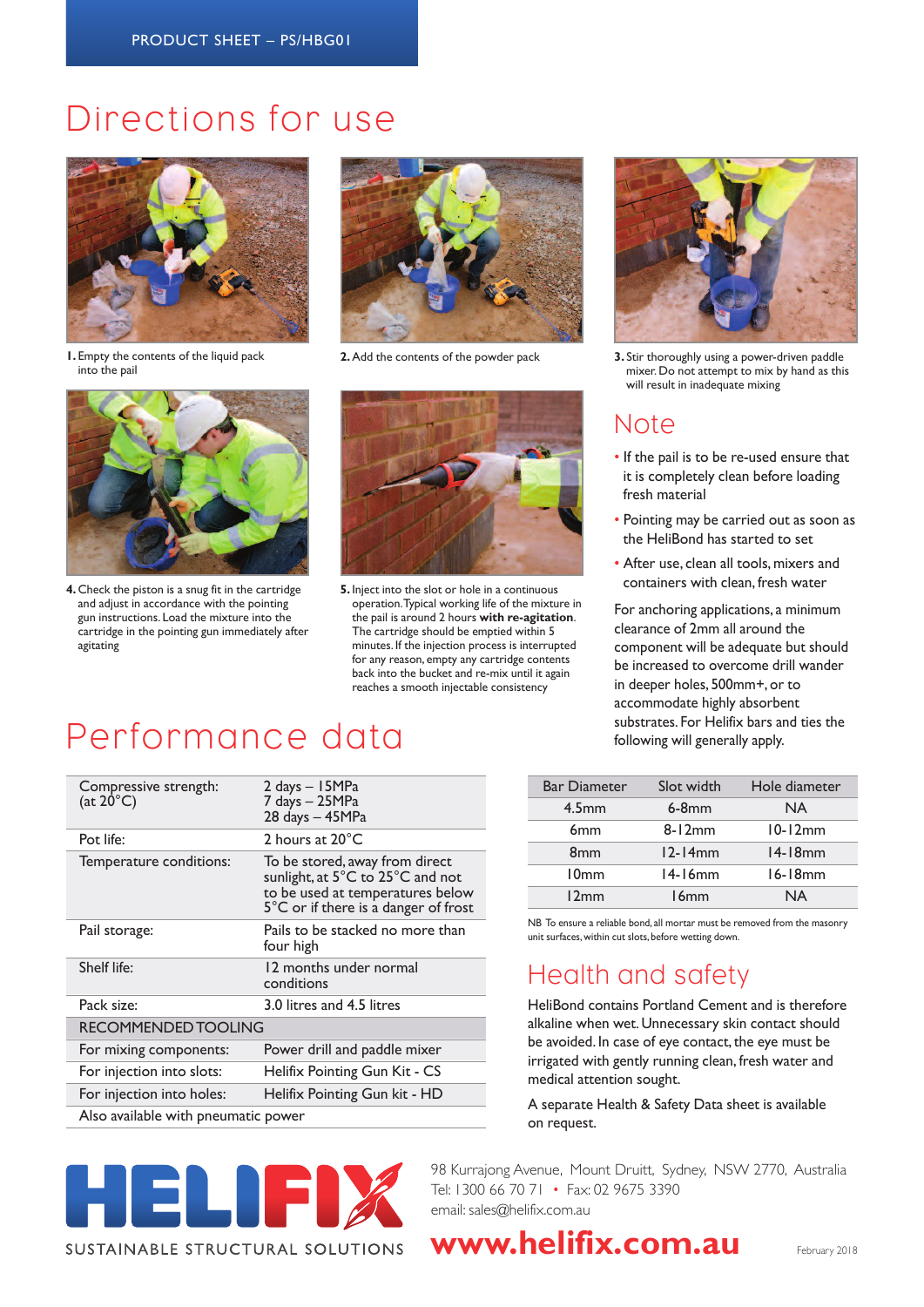PRODUCT SHEET – PS/HBG01

# Directions for use

**1.** Empty the contents of the liquid pack into the pail

**2.** Add the contents of the powder pack

**3.** Stir thoroughly using a power-driven paddle mixer. Do not attempt to mix by hand as this will result in inadequate mixing

**4.** Check the piston is a snug fit in the cartridge and adjust in accordance with the pointing gun instructions. Load the mixture into the cartridge in the pointing gun immediately after agitating

**5.** Inject into the slot or hole in a continuous operation. Typical working life of the mixture in the pail is around 2 hours **with re-agitation**. The cartridge should be emptied within 5 minutes. If the injection process is interrupted for any reason, empty any cartridge contents back into the bucket and re-mix until it again reaches a smooth injectable consistency

## Note

- If the pail is to be re-used ensure that it is completely clean before loading fresh material
- Pointing may be carried out as soon as the HeliBond has started to set
- After use, clean all tools, mixers and containers with clean, fresh water

For anchoring applications, a minimum clearance of 2mm all around the component will be adequate but should be increased to overcome drill wander in deeper holes, 500mm+, or to accommodate highly absorbent substrates. For Helifix bars and ties the following will generally apply.

| Bar Diameter | Slot width | Hole diameter |
|---|---|---|
| 4.5mm | 6-8mm | NA |
| 6mm | 8-12mm | 10-12mm |
| 8mm | 12-14mm | 14-18mm |
| 10mm | 14-16mm | 16-18mm |
| 12mm | 16mm | NA |

NB To ensure a reliable bond, all mortar must be removed from the masonry unit surfaces, within cut slots, before wetting down.

# Performance data

| | |
|---|---|
| Compressive strength: (at 20°C) | 2 days – 15MPa<br>7 days – 25MPa<br>28 days – 45MPa |
| Pot life: | 2 hours at 20°C |
| Temperature conditions: | To be stored, away from direct sunlight, at 5°C to 25°C and not to be used at temperatures below 5°C or if there is a danger of frost |
| Pail storage: | Pails to be stacked no more than four high |
| Shelf life: | 12 months under normal conditions |
| Pack size: | 3.0 litres and 4.5 litres |
| RECOMMENDED TOOLING | |
| For mixing components: | Power drill and paddle mixer |
| For injection into slots: | Helifix Pointing Gun Kit - CS |
| For injection into holes: | Helifix Pointing Gun kit - HD |
| Also available with pneumatic power | |

## Health and safety

HeliBond contains Portland Cement and is therefore alkaline when wet. Unnecessary skin contact should be avoided. In case of eye contact, the eye must be irrigated with gently running clean, fresh water and medical attention sought.

A separate Health & Safety Data sheet is available on request.

HELIFIX
SUSTAINABLE STRUCTURAL SOLUTIONS

98 Kurrajong Avenue, Mount Druitt, Sydney, NSW 2770, Australia
Tel: 1300 66 70 71 • Fax: 02 9675 3390
email: sales@helifix.com.au

**www.helifix.com.au**

February 2018